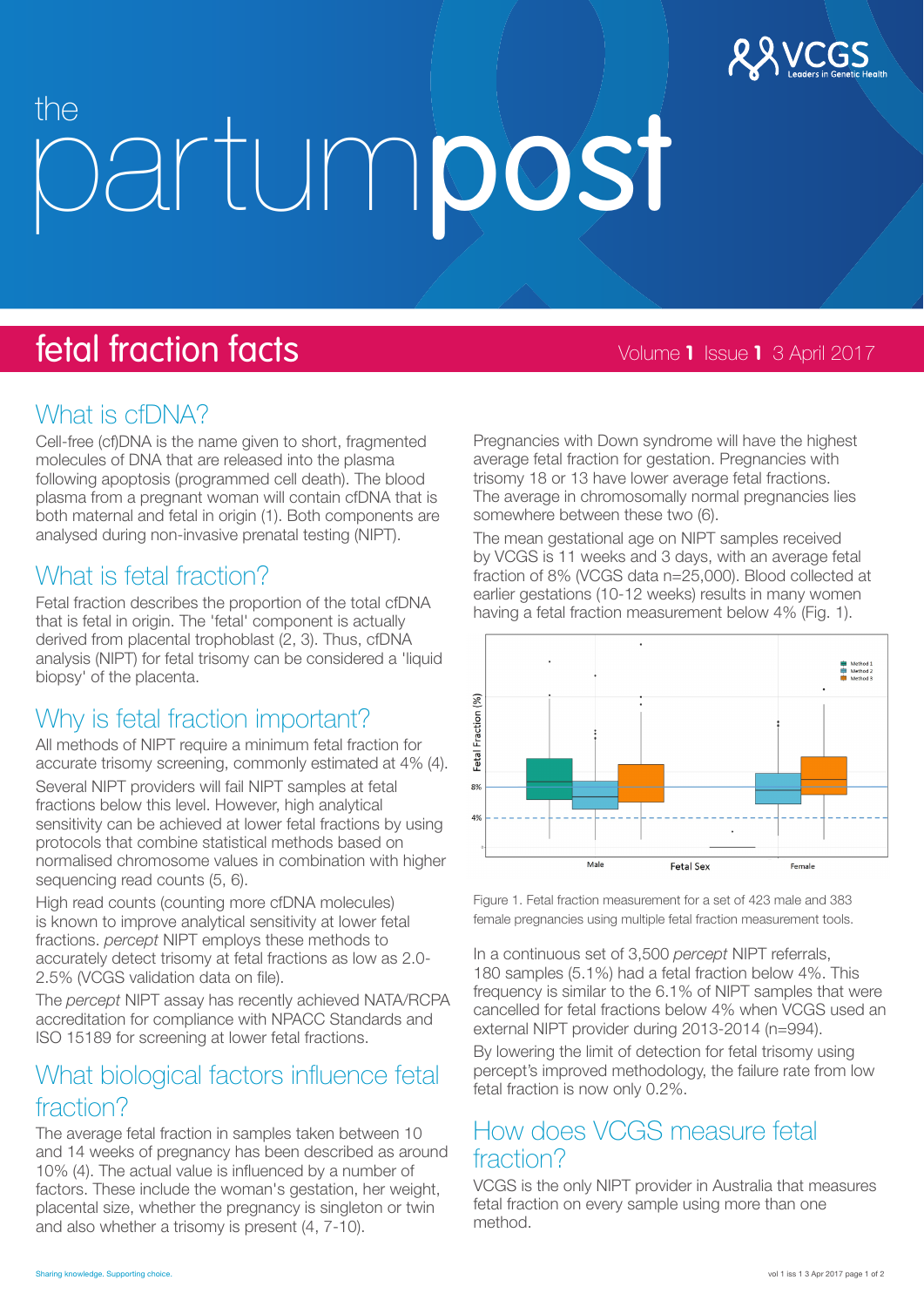# the partumpost

## fetal fraction facts

Volume 1 Issue 1 3 April 2017

## What is cfDNA?

Cell-free (cf)DNA is the name given to short, fragmented molecules of DNA that are released into the plasma following apoptosis (programmed cell death). The blood plasma from a pregnant woman will contain cfDNA that is both maternal and fetal in origin (1). Both components are analysed during non-invasive prenatal testing (NIPT).

## What is fetal fraction?

Fetal fraction describes the proportion of the total cfDNA that is fetal in origin. The 'fetal' component is actually derived from placental trophoblast (2, 3). Thus, cfDNA analysis (NIPT) for fetal trisomy can be considered a 'liquid biopsy' of the placenta.

## Why is fetal fraction important?

All methods of NIPT require a minimum fetal fraction for accurate trisomy screening, commonly estimated at 4% (4).

Several NIPT providers will fail NIPT samples at fetal fractions below this level. However, high analytical sensitivity can be achieved at lower fetal fractions by using protocols that combine statistical methods based on normalised chromosome values in combination with higher sequencing read counts (5, 6).

High read counts (counting more cfDNA molecules) is known to improve analytical sensitivity at lower fetal fractions. *percept* NIPT employs these methods to accurately detect trisomy at fetal fractions as low as 2.0-2.5% (VCGS validation data on file).

The *percept* NIPT assay has recently achieved NATA/RCPA accreditation for compliance with NPACC Standards and ISO 15189 for screening at lower fetal fractions.

## What biological factors influence fetal fraction?

The average fetal fraction in samples taken between 10 and 14 weeks of pregnancy has been described as around 10% (4). The actual value is influenced by a number of factors. These include the woman's gestation, her weight, placental size, whether the pregnancy is singleton or twin and also whether a trisomy is present (4, 7-10).

Pregnancies with Down syndrome will have the highest average fetal fraction for gestation. Pregnancies with trisomy 18 or 13 have lower average fetal fractions. The average in chromosomally normal pregnancies lies somewhere between these two (6).

The mean gestational age on NIPT samples received by VCGS is 11 weeks and 3 days, with an average fetal fraction of 8% (VCGS data n=25,000). Blood collected at earlier gestations (10-12 weeks) results in many women having a fetal fraction measurement below 4% (Fig. 1).

Figure 1. Fetal fraction measurement for a set of 423 male and 383 female pregnancies using multiple fetal fraction measurement tools.

In a continuous set of 3,500 *percept* NIPT referrals, 180 samples (5.1%) had a fetal fraction below 4%. This frequency is similar to the 6.1% of NIPT samples that were cancelled for fetal fractions below 4% when VCGS used an external NIPT provider during 2013-2014 (n=994).

By lowering the limit of detection for fetal trisomy using percept's improved methodology, the failure rate from low fetal fraction is now only 0.2%.

## How does VCGS measure fetal fraction?

VCGS is the only NIPT provider in Australia that measures fetal fraction on every sample using more than one method.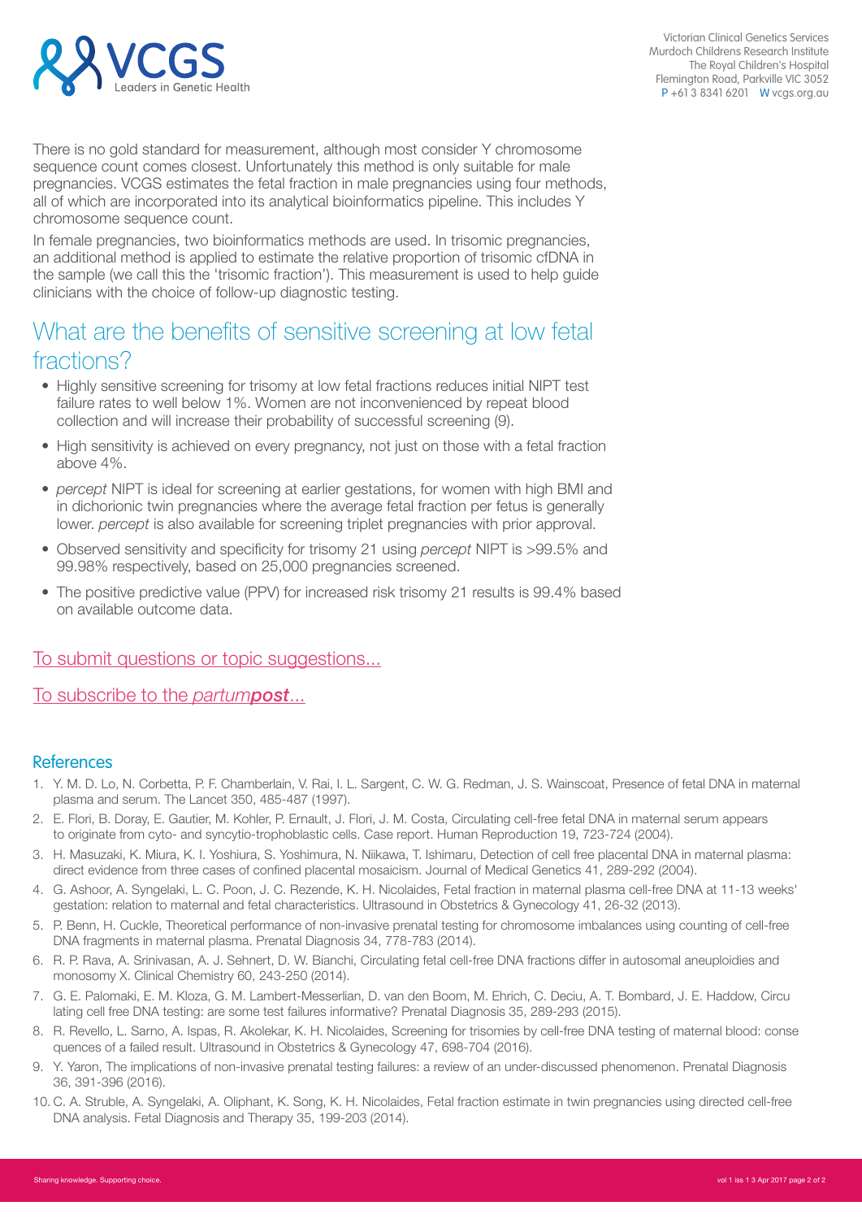There is no gold standard for measurement, although most consider Y chromosome sequence count comes closest. Unfortunately this method is only suitable for male pregnancies. VCGS estimates the fetal fraction in male pregnancies using four methods, all of which are incorporated into its analytical bioinformatics pipeline. This includes Y chromosome sequence count.

In female pregnancies, two bioinformatics methods are used. In trisomic pregnancies, an additional method is applied to estimate the relative proportion of trisomic cfDNA in the sample (we call this the 'trisomic fraction'). This measurement is used to help guide clinicians with the choice of follow-up diagnostic testing.

## What are the benefits of sensitive screening at low fetal fractions?

- Highly sensitive screening for trisomy at low fetal fractions reduces initial NIPT test failure rates to well below 1%. Women are not inconvenienced by repeat blood collection and will increase their probability of successful screening (9).
- High sensitivity is achieved on every pregnancy, not just on those with a fetal fraction above 4%.
- *percept* NIPT is ideal for screening at earlier gestations, for women with high BMI and in dichorionic twin pregnancies where the average fetal fraction per fetus is generally lower. *percept* is also available for screening triplet pregnancies with prior approval.
- Observed sensitivity and specificity for trisomy 21 using *percept* NIPT is >99.5% and 99.98% respectively, based on 25,000 pregnancies screened.
- The positive predictive value (PPV) for increased risk trisomy 21 results is 99.4% based on available outcome data.

To submit questions or topic suggestions...

To subscribe to the *partum**post***...

## References

1. Y. M. D. Lo, N. Corbetta, P. F. Chamberlain, V. Rai, I. L. Sargent, C. W. G. Redman, J. S. Wainscoat, Presence of fetal DNA in maternal plasma and serum. The Lancet 350, 485-487 (1997).
2. E. Flori, B. Doray, E. Gautier, M. Kohler, P. Ernault, J. Flori, J. M. Costa, Circulating cell-free fetal DNA in maternal serum appears to originate from cyto- and syncytio-trophoblastic cells. Case report. Human Reproduction 19, 723-724 (2004).
3. H. Masuzaki, K. Miura, K. I. Yoshiura, S. Yoshimura, N. Niikawa, T. Ishimaru, Detection of cell free placental DNA in maternal plasma: direct evidence from three cases of confined placental mosaicism. Journal of Medical Genetics 41, 289-292 (2004).
4. G. Ashoor, A. Syngelaki, L. C. Poon, J. C. Rezende, K. H. Nicolaides, Fetal fraction in maternal plasma cell-free DNA at 11-13 weeks' gestation: relation to maternal and fetal characteristics. Ultrasound in Obstetrics & Gynecology 41, 26-32 (2013).
5. P. Benn, H. Cuckle, Theoretical performance of non-invasive prenatal testing for chromosome imbalances using counting of cell-free DNA fragments in maternal plasma. Prenatal Diagnosis 34, 778-783 (2014).
6. R. P. Rava, A. Srinivasan, A. J. Sehnert, D. W. Bianchi, Circulating fetal cell-free DNA fractions differ in autosomal aneuploidies and monosomy X. Clinical Chemistry 60, 243-250 (2014).
7. G. E. Palomaki, E. M. Kloza, G. M. Lambert-Messerlian, D. van den Boom, M. Ehrich, C. Deciu, A. T. Bombard, J. E. Haddow, Circulating cell free DNA testing: are some test failures informative? Prenatal Diagnosis 35, 289-293 (2015).
8. R. Revello, L. Sarno, A. Ispas, R. Akolekar, K. H. Nicolaides, Screening for trisomies by cell-free DNA testing of maternal blood: consequences of a failed result. Ultrasound in Obstetrics & Gynecology 47, 698-704 (2016).
9. Y. Yaron, The implications of non-invasive prenatal testing failures: a review of an under-discussed phenomenon. Prenatal Diagnosis 36, 391-396 (2016).
10. C. A. Struble, A. Syngelaki, A. Oliphant, K. Song, K. H. Nicolaides, Fetal fraction estimate in twin pregnancies using directed cell-free DNA analysis. Fetal Diagnosis and Therapy 35, 199-203 (2014).